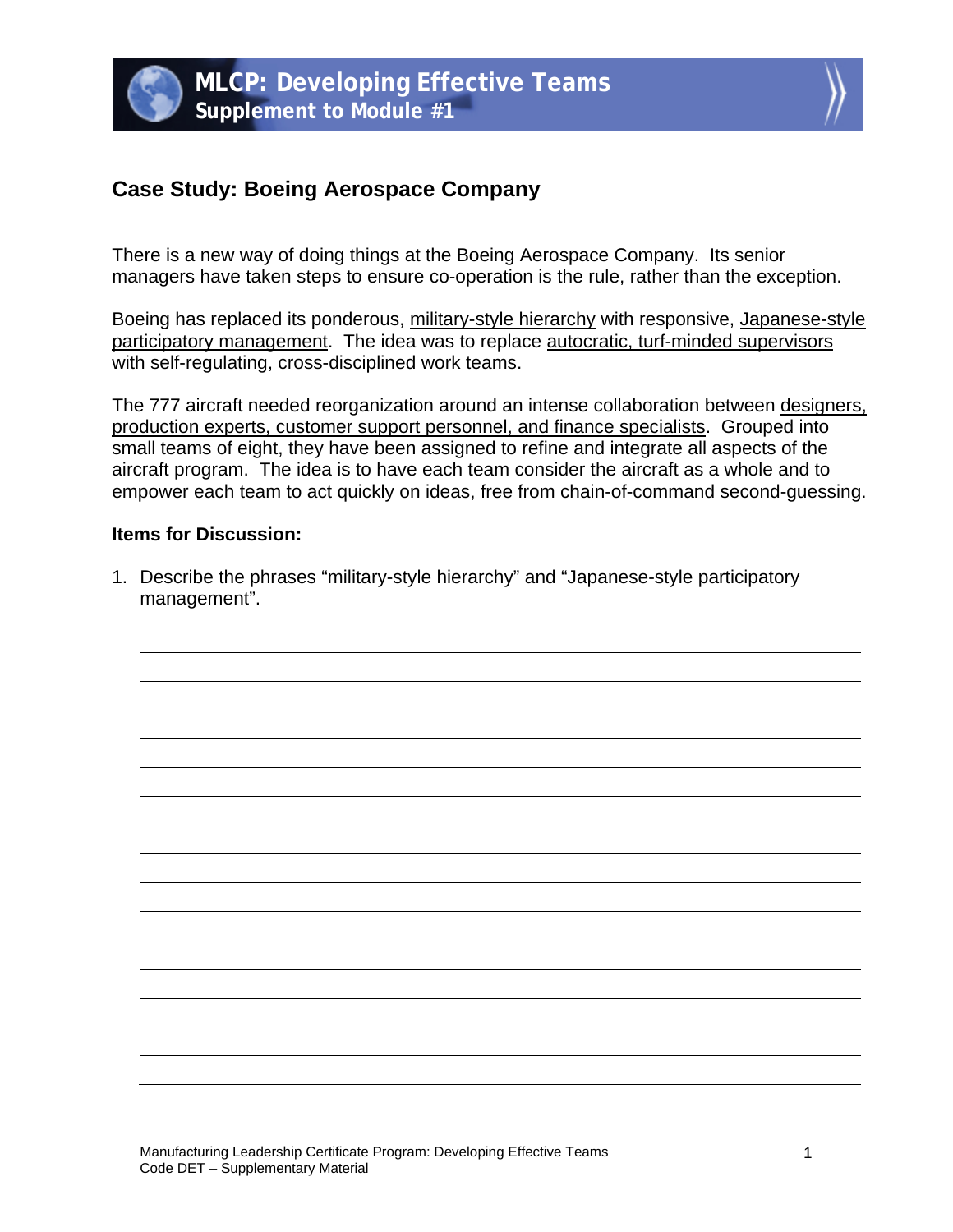# MLCP: Developing Effective Teams
## Supplement to Module #1

### Case Study: Boeing Aerospace Company

There is a new way of doing things at the Boeing Aerospace Company. Its senior managers have taken steps to ensure co-operation is the rule, rather than the exception.

Boeing has replaced its ponderous, <u>military-style hierarchy</u> with responsive, <u>Japanese-style participatory management</u>. The idea was to replace <u>autocratic, turf-minded supervisors</u> with self-regulating, cross-disciplined work teams.

The 777 aircraft needed reorganization around an intense collaboration between <u>designers, production experts, customer support personnel, and finance specialists</u>. Grouped into small teams of eight, they have been assigned to refine and integrate all aspects of the aircraft program. The idea is to have each team consider the aircraft as a whole and to empower each team to act quickly on ideas, free from chain-of-command second-guessing.

**Items for Discussion:**

1. Describe the phrases "military-style hierarchy" and "Japanese-style participatory management".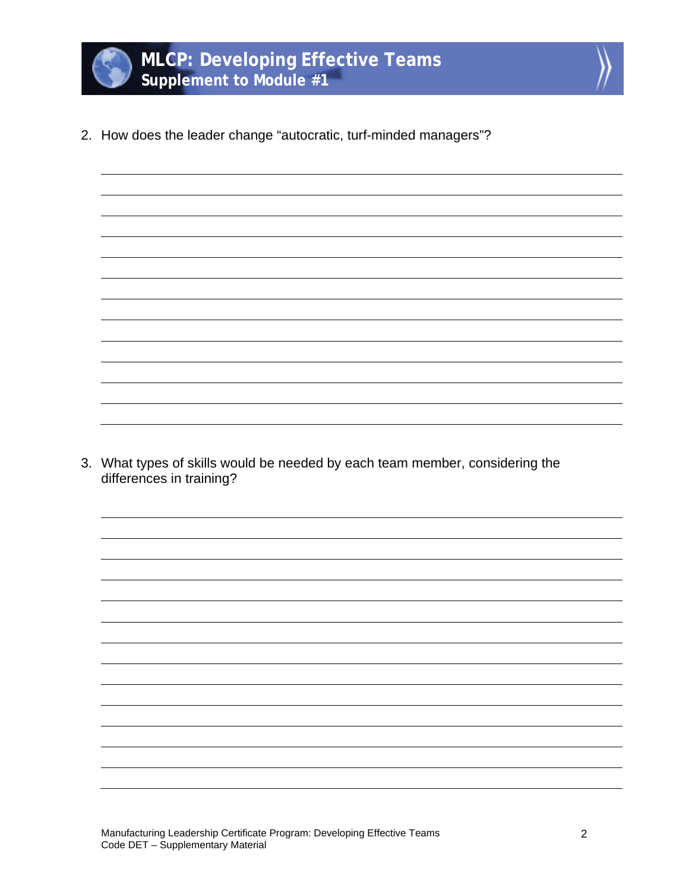2. How does the leader change "autocratic, turf-minded managers"?

3. What types of skills would be needed by each team member, considering the differences in training?